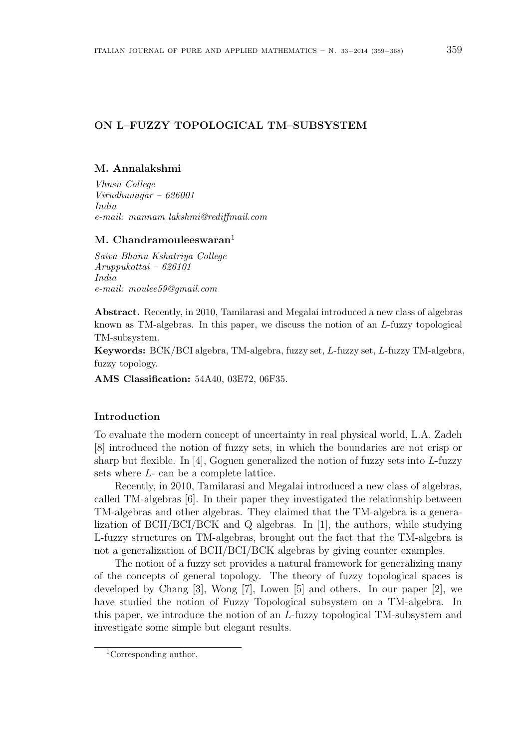# ON L–FUZZY TOPOLOGICAL TM–SUBSYSTEM

**M. Annalakshmi**

*Vhnsn College*
*Virudhunagar – 626001*
*India*
*e-mail: mannam_lakshmi@rediffmail.com*

**M. Chandramouleeswaran**[1]

*Saiva Bhanu Kshatriya College*
*Aruppukottai – 626101*
*India*
*e-mail: moulee59@gmail.com*

**Abstract.** Recently, in 2010, Tamilarasi and Megalai introduced a new class of algebras known as TM-algebras. In this paper, we discuss the notion of an $L$-fuzzy topological TM-subsystem.

**Keywords:** BCK/BCI algebra, TM-algebra, fuzzy set, $L$-fuzzy set, $L$-fuzzy TM-algebra, fuzzy topology.

**AMS Classification:** 54A40, 03E72, 06F35.

## Introduction

To evaluate the modern concept of uncertainty in real physical world, L.A. Zadeh [8] introduced the notion of fuzzy sets, in which the boundaries are not crisp or sharp but flexible. In [4], Goguen generalized the notion of fuzzy sets into $L$-fuzzy sets where $L$- can be a complete lattice.

Recently, in 2010, Tamilarasi and Megalai introduced a new class of algebras, called TM-algebras [6]. In their paper they investigated the relationship between TM-algebras and other algebras. They claimed that the TM-algebra is a generalization of BCH/BCI/BCK and Q algebras. In [1], the authors, while studying L-fuzzy structures on TM-algebras, brought out the fact that the TM-algebra is not a generalization of BCH/BCI/BCK algebras by giving counter examples.

The notion of a fuzzy set provides a natural framework for generalizing many of the concepts of general topology. The theory of fuzzy topological spaces is developed by Chang [3], Wong [7], Lowen [5] and others. In our paper [2], we have studied the notion of Fuzzy Topological subsystem on a TM-algebra. In this paper, we introduce the notion of an $L$-fuzzy topological TM-subsystem and investigate some simple but elegant results.

[1] Corresponding author.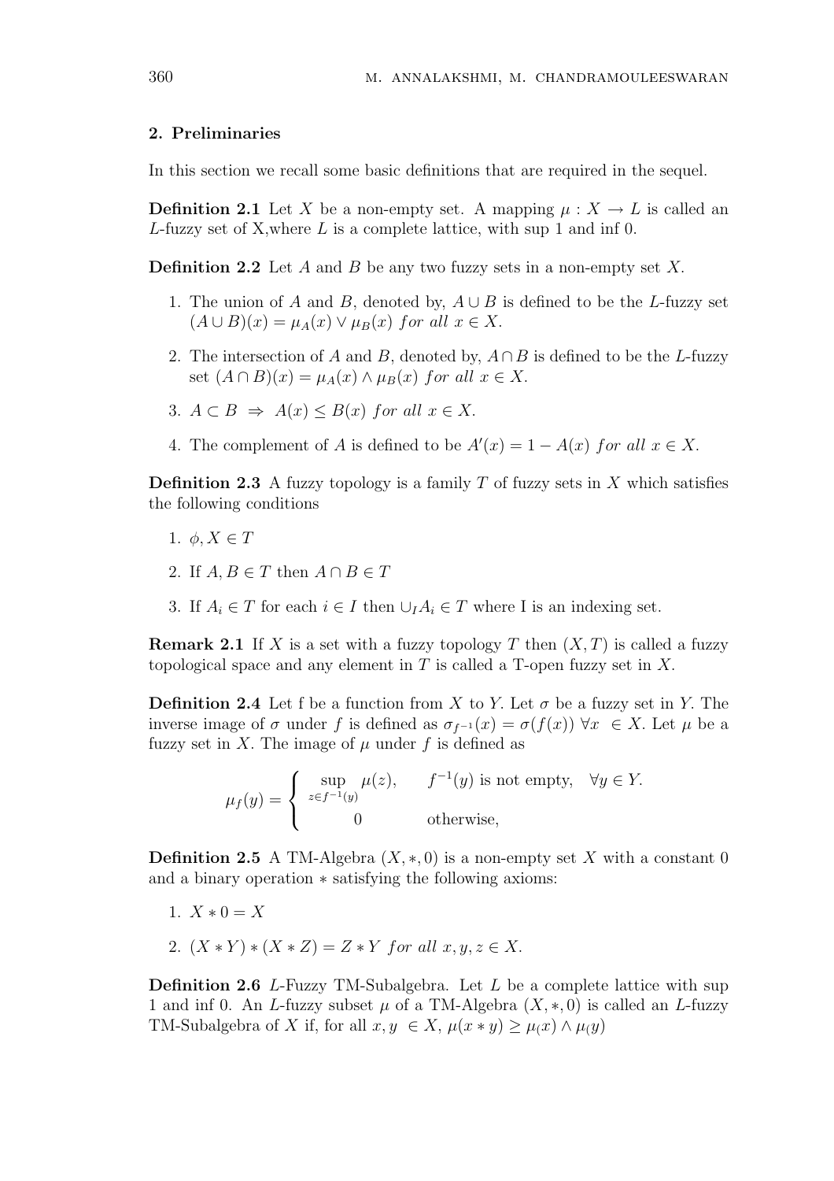## 2. Preliminaries

In this section we recall some basic definitions that are required in the sequel.

**Definition 2.1** Let $X$ be a non-empty set. A mapping $\mu : X \to L$ is called an $L$-fuzzy set of X,where $L$ is a complete lattice, with sup 1 and inf 0.

**Definition 2.2** Let $A$ and $B$ be any two fuzzy sets in a non-empty set $X$.

1. The union of $A$ and $B$, denoted by, $A \cup B$ is defined to be the $L$-fuzzy set $(A \cup B)(x) = \mu_A(x) \vee \mu_B(x)$ *for all* $x \in X$.
2. The intersection of $A$ and $B$, denoted by, $A \cap B$ is defined to be the $L$-fuzzy set $(A \cap B)(x) = \mu_A(x) \wedge \mu_B(x)$ *for all* $x \in X$.
3. $A \subset B \Rightarrow A(x) \leq B(x)$ *for all* $x \in X$.
4. The complement of $A$ is defined to be $A'(x) = 1 - A(x)$ *for all* $x \in X$.

**Definition 2.3** A fuzzy topology is a family $T$ of fuzzy sets in $X$ which satisfies the following conditions

1. $\phi, X \in T$
2. If $A, B \in T$ then $A \cap B \in T$
3. If $A_i \in T$ for each $i \in I$ then $\cup_I A_i \in T$ where I is an indexing set.

**Remark 2.1** If $X$ is a set with a fuzzy topology $T$ then $(X, T)$ is called a fuzzy topological space and any element in $T$ is called a T-open fuzzy set in $X$.

**Definition 2.4** Let f be a function from $X$ to $Y$. Let $\sigma$ be a fuzzy set in $Y$. The inverse image of $\sigma$ under $f$ is defined as $\sigma_{f^{-1}}(x) = \sigma(f(x))\ \forall x \in X$. Let $\mu$ be a fuzzy set in $X$. The image of $\mu$ under $f$ is defined as

$$\mu_f(y) = \begin{cases} \sup\limits_{z \in f^{-1}(y)} \mu(z), & f^{-1}(y) \text{ is not empty}, \quad \forall y \in Y. \\ 0 & \text{otherwise,} \end{cases}$$

**Definition 2.5** A TM-Algebra $(X, *, 0)$ is a non-empty set $X$ with a constant 0 and a binary operation $*$ satisfying the following axioms:

1. $X * 0 = X$
2. $(X * Y) * (X * Z) = Z * Y$ *for all* $x, y, z \in X$.

**Definition 2.6** *L*-Fuzzy TM-Subalgebra. Let $L$ be a complete lattice with sup 1 and inf 0. An $L$-fuzzy subset $\mu$ of a TM-Algebra $(X, *, 0)$ is called an $L$-fuzzy TM-Subalgebra of $X$ if, for all $x, y \in X$, $\mu(x * y) \geq \mu_(x) \wedge \mu_(y)$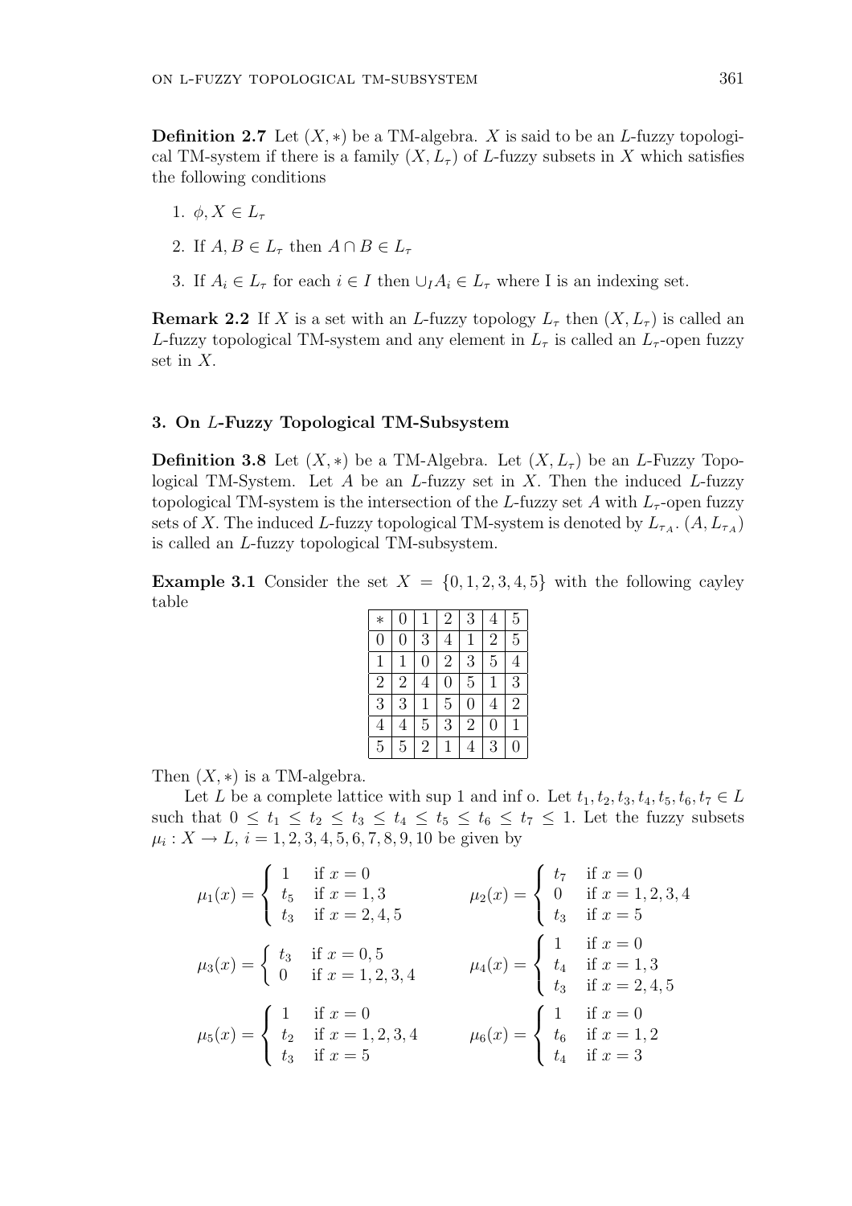**Definition 2.7** Let $(X, *)$ be a TM-algebra. $X$ is said to be an $L$-fuzzy topological TM-system if there is a family $(X, L_\tau)$ of $L$-fuzzy subsets in $X$ which satisfies the following conditions

1. $\phi, X \in L_\tau$
2. If $A, B \in L_\tau$ then $A \cap B \in L_\tau$
3. If $A_i \in L_\tau$ for each $i \in I$ then $\cup_I A_i \in L_\tau$ where I is an indexing set.

**Remark 2.2** If $X$ is a set with an $L$-fuzzy topology $L_\tau$ then $(X, L_\tau)$ is called an $L$-fuzzy topological TM-system and any element in $L_\tau$ is called an $L_\tau$-open fuzzy set in $X$.

## 3. On $L$-Fuzzy Topological TM-Subsystem

**Definition 3.8** Let $(X, *)$ be a TM-Algebra. Let $(X, L_\tau)$ be an $L$-Fuzzy Topological TM-System. Let $A$ be an $L$-fuzzy set in $X$. Then the induced $L$-fuzzy topological TM-system is the intersection of the $L$-fuzzy set $A$ with $L_\tau$-open fuzzy sets of $X$. The induced $L$-fuzzy topological TM-system is denoted by $L_{\tau_A}$. $(A, L_{\tau_A})$ is called an $L$-fuzzy topological TM-subsystem.

**Example 3.1** Consider the set $X = \{0, 1, 2, 3, 4, 5\}$ with the following cayley table

| * | 0 | 1 | 2 | 3 | 4 | 5 |
|---|---|---|---|---|---|---|
| 0 | 0 | 3 | 4 | 1 | 2 | 5 |
| 1 | 1 | 0 | 2 | 3 | 5 | 4 |
| 2 | 2 | 4 | 0 | 5 | 1 | 3 |
| 3 | 3 | 1 | 5 | 0 | 4 | 2 |
| 4 | 4 | 5 | 3 | 2 | 0 | 1 |
| 5 | 5 | 2 | 1 | 4 | 3 | 0 |

Then $(X, *)$ is a TM-algebra.

Let $L$ be a complete lattice with sup 1 and inf o. Let $t_1, t_2, t_3, t_4, t_5, t_6, t_7 \in L$ such that $0 \leq t_1 \leq t_2 \leq t_3 \leq t_4 \leq t_5 \leq t_6 \leq t_7 \leq 1$. Let the fuzzy subsets $\mu_i : X \to L$, $i = 1, 2, 3, 4, 5, 6, 7, 8, 9, 10$ be given by

$$\mu_1(x) = \begin{cases} 1 & \text{if } x = 0 \\ t_5 & \text{if } x = 1, 3 \\ t_3 & \text{if } x = 2, 4, 5 \end{cases} \qquad \mu_2(x) = \begin{cases} t_7 & \text{if } x = 0 \\ 0 & \text{if } x = 1, 2, 3, 4 \\ t_3 & \text{if } x = 5 \end{cases}$$

$$\mu_3(x) = \begin{cases} t_3 & \text{if } x = 0, 5 \\ 0 & \text{if } x = 1, 2, 3, 4 \end{cases} \qquad \mu_4(x) = \begin{cases} 1 & \text{if } x = 0 \\ t_4 & \text{if } x = 1, 3 \\ t_3 & \text{if } x = 2, 4, 5 \end{cases}$$

$$\mu_5(x) = \begin{cases} 1 & \text{if } x = 0 \\ t_2 & \text{if } x = 1, 2, 3, 4 \\ t_3 & \text{if } x = 5 \end{cases} \qquad \mu_6(x) = \begin{cases} 1 & \text{if } x = 0 \\ t_6 & \text{if } x = 1, 2 \\ t_4 & \text{if } x = 3 \end{cases}$$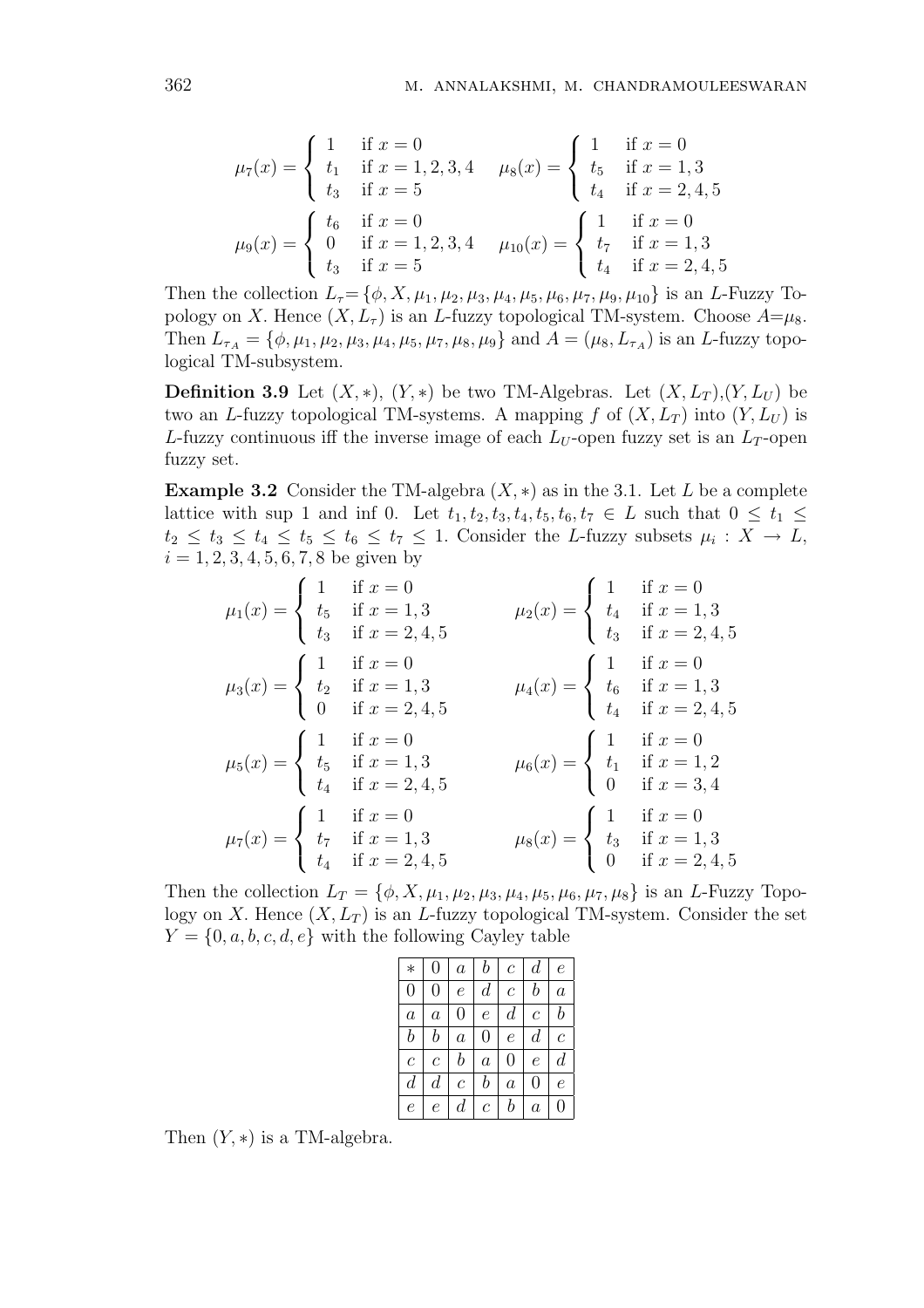$$\mu_7(x) = \begin{cases} 1 & \text{if } x = 0 \\ t_1 & \text{if } x = 1,2,3,4 \\ t_3 & \text{if } x = 5 \end{cases} \quad \mu_8(x) = \begin{cases} 1 & \text{if } x = 0 \\ t_5 & \text{if } x = 1,3 \\ t_4 & \text{if } x = 2,4,5 \end{cases}$$

$$\mu_9(x) = \begin{cases} t_6 & \text{if } x = 0 \\ 0 & \text{if } x = 1,2,3,4 \\ t_3 & \text{if } x = 5 \end{cases} \quad \mu_{10}(x) = \begin{cases} 1 & \text{if } x = 0 \\ t_7 & \text{if } x = 1,3 \\ t_4 & \text{if } x = 2,4,5 \end{cases}$$

Then the collection $L_\tau = \{\phi, X, \mu_1, \mu_2, \mu_3, \mu_4, \mu_5, \mu_6, \mu_7, \mu_9, \mu_{10}\}$ is an $L$-Fuzzy Topology on $X$. Hence $(X, L_\tau)$ is an $L$-fuzzy topological TM-system. Choose $A = \mu_8$. Then $L_{\tau_A} = \{\phi, \mu_1, \mu_2, \mu_3, \mu_4, \mu_5, \mu_7, \mu_8, \mu_9\}$ and $A = (\mu_8, L_{\tau_A})$ is an $L$-fuzzy topological TM-subsystem.

**Definition 3.9** Let $(X, *)$, $(Y, *)$ be two TM-Algebras. Let $(X, L_T)$,$(Y, L_U)$ be two an $L$-fuzzy topological TM-systems. A mapping $f$ of $(X, L_T)$ into $(Y, L_U)$ is $L$-fuzzy continuous iff the inverse image of each $L_U$-open fuzzy set is an $L_T$-open fuzzy set.

**Example 3.2** Consider the TM-algebra $(X, *)$ as in the 3.1. Let $L$ be a complete lattice with sup 1 and inf 0. Let $t_1, t_2, t_3, t_4, t_5, t_6, t_7 \in L$ such that $0 \leq t_1 \leq t_2 \leq t_3 \leq t_4 \leq t_5 \leq t_6 \leq t_7 \leq 1$. Consider the $L$-fuzzy subsets $\mu_i : X \to L$, $i = 1, 2, 3, 4, 5, 6, 7, 8$ be given by

$$\mu_1(x) = \begin{cases} 1 & \text{if } x = 0 \\ t_5 & \text{if } x = 1,3 \\ t_3 & \text{if } x = 2,4,5 \end{cases} \quad \mu_2(x) = \begin{cases} 1 & \text{if } x = 0 \\ t_4 & \text{if } x = 1,3 \\ t_3 & \text{if } x = 2,4,5 \end{cases}$$

$$\mu_3(x) = \begin{cases} 1 & \text{if } x = 0 \\ t_2 & \text{if } x = 1,3 \\ 0 & \text{if } x = 2,4,5 \end{cases} \quad \mu_4(x) = \begin{cases} 1 & \text{if } x = 0 \\ t_6 & \text{if } x = 1,3 \\ t_4 & \text{if } x = 2,4,5 \end{cases}$$

$$\mu_5(x) = \begin{cases} 1 & \text{if } x = 0 \\ t_5 & \text{if } x = 1,3 \\ t_4 & \text{if } x = 2,4,5 \end{cases} \quad \mu_6(x) = \begin{cases} 1 & \text{if } x = 0 \\ t_1 & \text{if } x = 1,2 \\ 0 & \text{if } x = 3,4 \end{cases}$$

$$\mu_7(x) = \begin{cases} 1 & \text{if } x = 0 \\ t_7 & \text{if } x = 1,3 \\ t_4 & \text{if } x = 2,4,5 \end{cases} \quad \mu_8(x) = \begin{cases} 1 & \text{if } x = 0 \\ t_3 & \text{if } x = 1,3 \\ 0 & \text{if } x = 2,4,5 \end{cases}$$

Then the collection $L_T = \{\phi, X, \mu_1, \mu_2, \mu_3, \mu_4, \mu_5, \mu_6, \mu_7, \mu_8\}$ is an $L$-Fuzzy Topology on $X$. Hence $(X, L_T)$ is an $L$-fuzzy topological TM-system. Consider the set $Y = \{0, a, b, c, d, e\}$ with the following Cayley table

| $*$ | $0$ | $a$ | $b$ | $c$ | $d$ | $e$ |
|---|---|---|---|---|---|---|
| $0$ | $0$ | $e$ | $d$ | $c$ | $b$ | $a$ |
| $a$ | $a$ | $0$ | $e$ | $d$ | $c$ | $b$ |
| $b$ | $b$ | $a$ | $0$ | $e$ | $d$ | $c$ |
| $c$ | $c$ | $b$ | $a$ | $0$ | $e$ | $d$ |
| $d$ | $d$ | $c$ | $b$ | $a$ | $0$ | $e$ |
| $e$ | $e$ | $d$ | $c$ | $b$ | $a$ | $0$ |

Then $(Y, *)$ is a TM-algebra.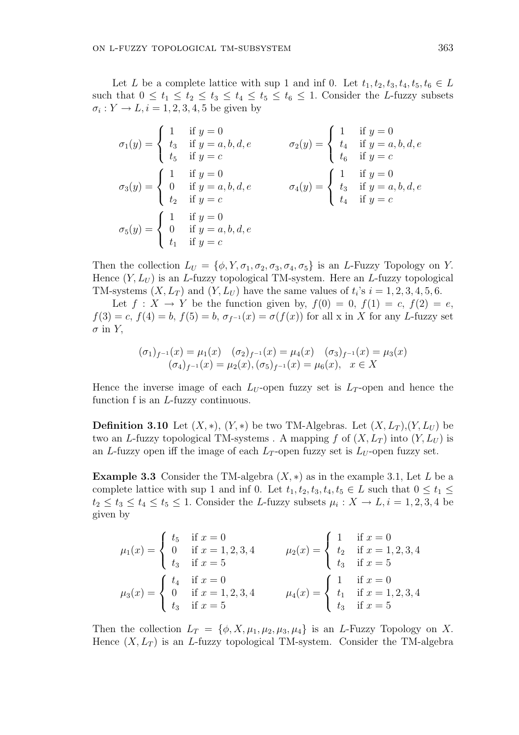Let $L$ be a complete lattice with sup 1 and inf 0. Let $t_1, t_2, t_3, t_4, t_5, t_6 \in L$ such that $0 \leq t_1 \leq t_2 \leq t_3 \leq t_4 \leq t_5 \leq t_6 \leq 1$. Consider the $L$-fuzzy subsets $\sigma_i : Y \to L, i = 1, 2, 3, 4, 5$ be given by

$$\sigma_1(y) = \begin{cases} 1 & \text{if } y = 0 \\ t_3 & \text{if } y = a, b, d, e \\ t_5 & \text{if } y = c \end{cases} \qquad \sigma_2(y) = \begin{cases} 1 & \text{if } y = 0 \\ t_4 & \text{if } y = a, b, d, e \\ t_6 & \text{if } y = c \end{cases}$$

$$\sigma_3(y) = \begin{cases} 1 & \text{if } y = 0 \\ 0 & \text{if } y = a, b, d, e \\ t_2 & \text{if } y = c \end{cases} \qquad \sigma_4(y) = \begin{cases} 1 & \text{if } y = 0 \\ t_3 & \text{if } y = a, b, d, e \\ t_4 & \text{if } y = c \end{cases}$$

$$\sigma_5(y) = \begin{cases} 1 & \text{if } y = 0 \\ 0 & \text{if } y = a, b, d, e \\ t_1 & \text{if } y = c \end{cases}$$

Then the collection $L_U = \{\phi, Y, \sigma_1, \sigma_2, \sigma_3, \sigma_4, \sigma_5\}$ is an $L$-Fuzzy Topology on $Y$. Hence $(Y, L_U)$ is an $L$-fuzzy topological TM-system. Here an $L$-fuzzy topological TM-systems $(X, L_T)$ and $(Y, L_U)$ have the same values of $t_i$'s $i = 1, 2, 3, 4, 5, 6$.

Let $f : X \to Y$ be the function given by, $f(0) = 0$, $f(1) = c$, $f(2) = e$, $f(3) = c$, $f(4) = b$, $f(5) = b$, $\sigma_{f^{-1}}(x) = \sigma(f(x))$ for all x in $X$ for any $L$-fuzzy set $\sigma$ in $Y$,

$$(\sigma_1)_{f^{-1}}(x) = \mu_1(x) \quad (\sigma_2)_{f^{-1}}(x) = \mu_4(x) \quad (\sigma_3)_{f^{-1}}(x) = \mu_3(x)$$
$$(\sigma_4)_{f^{-1}}(x) = \mu_2(x), (\sigma_5)_{f^{-1}}(x) = \mu_6(x), \quad x \in X$$

Hence the inverse image of each $L_U$-open fuzzy set is $L_T$-open and hence the function f is an $L$-fuzzy continuous.

**Definition 3.10** Let $(X, *)$, $(Y, *)$ be two TM-Algebras. Let $(X, L_T)$,$(Y, L_U)$ be two an $L$-fuzzy topological TM-systems . A mapping $f$ of $(X, L_T)$ into $(Y, L_U)$ is an $L$-fuzzy open iff the image of each $L_T$-open fuzzy set is $L_U$-open fuzzy set.

**Example 3.3** Consider the TM-algebra $(X, *)$ as in the example 3.1, Let $L$ be a complete lattice with sup 1 and inf 0. Let $t_1, t_2, t_3, t_4, t_5 \in L$ such that $0 \leq t_1 \leq t_2 \leq t_3 \leq t_4 \leq t_5 \leq 1$. Consider the $L$-fuzzy subsets $\mu_i : X \to L, i = 1, 2, 3, 4$ be given by

$$\mu_1(x) = \begin{cases} t_5 & \text{if } x = 0 \\ 0 & \text{if } x = 1, 2, 3, 4 \\ t_3 & \text{if } x = 5 \end{cases} \qquad \mu_2(x) = \begin{cases} 1 & \text{if } x = 0 \\ t_2 & \text{if } x = 1, 2, 3, 4 \\ t_3 & \text{if } x = 5 \end{cases}$$

$$\mu_3(x) = \begin{cases} t_4 & \text{if } x = 0 \\ 0 & \text{if } x = 1, 2, 3, 4 \\ t_3 & \text{if } x = 5 \end{cases} \qquad \mu_4(x) = \begin{cases} 1 & \text{if } x = 0 \\ t_1 & \text{if } x = 1, 2, 3, 4 \\ t_3 & \text{if } x = 5 \end{cases}$$

Then the collection $L_T = \{\phi, X, \mu_1, \mu_2, \mu_3, \mu_4\}$ is an $L$-Fuzzy Topology on $X$. Hence $(X, L_T)$ is an $L$-fuzzy topological TM-system. Consider the TM-algebra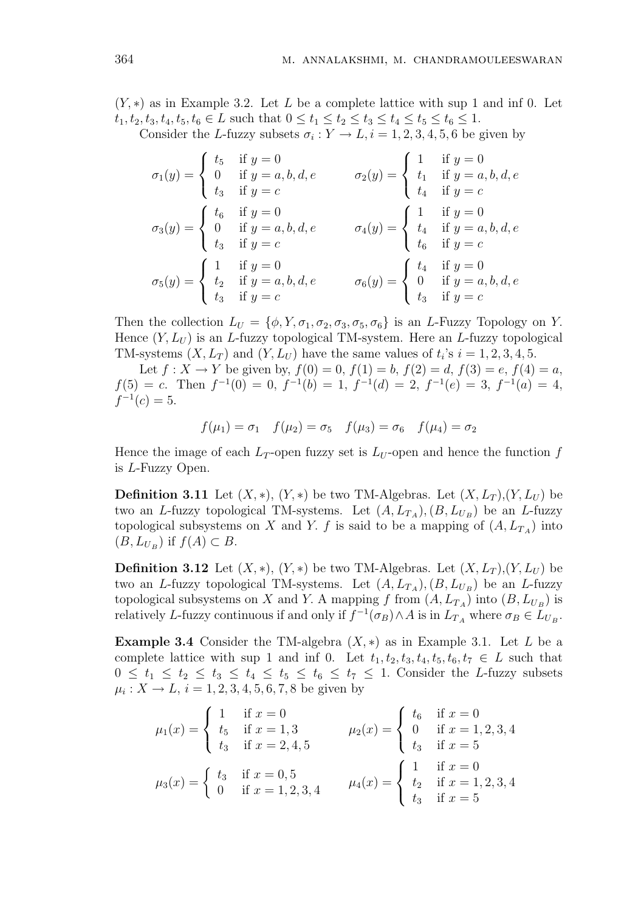$(Y, *)$ as in Example 3.2. Let $L$ be a complete lattice with sup 1 and inf 0. Let $t_1, t_2, t_3, t_4, t_5, t_6 \in L$ such that $0 \leq t_1 \leq t_2 \leq t_3 \leq t_4 \leq t_5 \leq t_6 \leq 1$.

Consider the $L$-fuzzy subsets $\sigma_i : Y \to L, i = 1, 2, 3, 4, 5, 6$ be given by

$$\sigma_1(y) = \begin{cases} t_5 & \text{if } y = 0 \\ 0 & \text{if } y = a, b, d, e \\ t_3 & \text{if } y = c \end{cases} \qquad \sigma_2(y) = \begin{cases} 1 & \text{if } y = 0 \\ t_1 & \text{if } y = a, b, d, e \\ t_4 & \text{if } y = c \end{cases}$$

$$\sigma_3(y) = \begin{cases} t_6 & \text{if } y = 0 \\ 0 & \text{if } y = a, b, d, e \\ t_3 & \text{if } y = c \end{cases} \qquad \sigma_4(y) = \begin{cases} 1 & \text{if } y = 0 \\ t_4 & \text{if } y = a, b, d, e \\ t_6 & \text{if } y = c \end{cases}$$

$$\sigma_5(y) = \begin{cases} 1 & \text{if } y = 0 \\ t_2 & \text{if } y = a, b, d, e \\ t_3 & \text{if } y = c \end{cases} \qquad \sigma_6(y) = \begin{cases} t_4 & \text{if } y = 0 \\ 0 & \text{if } y = a, b, d, e \\ t_3 & \text{if } y = c \end{cases}$$

Then the collection $L_U = \{\phi, Y, \sigma_1, \sigma_2, \sigma_3, \sigma_5, \sigma_6\}$ is an $L$-Fuzzy Topology on $Y$. Hence $(Y, L_U)$ is an $L$-fuzzy topological TM-system. Here an $L$-fuzzy topological TM-systems $(X, L_T)$ and $(Y, L_U)$ have the same values of $t_i$'s $i = 1, 2, 3, 4, 5$.

Let $f : X \to Y$ be given by, $f(0) = 0$, $f(1) = b$, $f(2) = d$, $f(3) = e$, $f(4) = a$, $f(5) = c$. Then $f^{-1}(0) = 0$, $f^{-1}(b) = 1$, $f^{-1}(d) = 2$, $f^{-1}(e) = 3$, $f^{-1}(a) = 4$, $f^{-1}(c) = 5$.

$$f(\mu_1) = \sigma_1 \quad f(\mu_2) = \sigma_5 \quad f(\mu_3) = \sigma_6 \quad f(\mu_4) = \sigma_2$$

Hence the image of each $L_T$-open fuzzy set is $L_U$-open and hence the function $f$ is $L$-Fuzzy Open.

**Definition 3.11** Let $(X, *)$, $(Y, *)$ be two TM-Algebras. Let $(X, L_T)$,$(Y, L_U)$ be two an $L$-fuzzy topological TM-systems. Let $(A, L_{T_A}), (B, L_{U_B})$ be an $L$-fuzzy topological subsystems on $X$ and $Y$. $f$ is said to be a mapping of $(A, L_{T_A})$ into $(B, L_{U_B})$ if $f(A) \subset B$.

**Definition 3.12** Let $(X, *)$, $(Y, *)$ be two TM-Algebras. Let $(X, L_T)$,$(Y, L_U)$ be two an $L$-fuzzy topological TM-systems. Let $(A, L_{T_A}), (B, L_{U_B})$ be an $L$-fuzzy topological subsystems on $X$ and $Y$. A mapping $f$ from $(A, L_{T_A})$ into $(B, L_{U_B})$ is relatively $L$-fuzzy continuous if and only if $f^{-1}(\sigma_B) \wedge A$ is in $L_{T_A}$ where $\sigma_B \in L_{U_B}$.

**Example 3.4** Consider the TM-algebra $(X, *)$ as in Example 3.1. Let $L$ be a complete lattice with sup 1 and inf 0. Let $t_1, t_2, t_3, t_4, t_5, t_6, t_7 \in L$ such that $0 \leq t_1 \leq t_2 \leq t_3 \leq t_4 \leq t_5 \leq t_6 \leq t_7 \leq 1$. Consider the $L$-fuzzy subsets $\mu_i : X \to L$, $i = 1, 2, 3, 4, 5, 6, 7, 8$ be given by

$$\mu_1(x) = \begin{cases} 1 & \text{if } x = 0 \\ t_5 & \text{if } x = 1, 3 \\ t_3 & \text{if } x = 2, 4, 5 \end{cases} \qquad \mu_2(x) = \begin{cases} t_6 & \text{if } x = 0 \\ 0 & \text{if } x = 1, 2, 3, 4 \\ t_3 & \text{if } x = 5 \end{cases}$$

$$\mu_3(x) = \begin{cases} t_3 & \text{if } x = 0, 5 \\ 0 & \text{if } x = 1, 2, 3, 4 \end{cases} \qquad \mu_4(x) = \begin{cases} 1 & \text{if } x = 0 \\ t_2 & \text{if } x = 1, 2, 3, 4 \\ t_3 & \text{if } x = 5 \end{cases}$$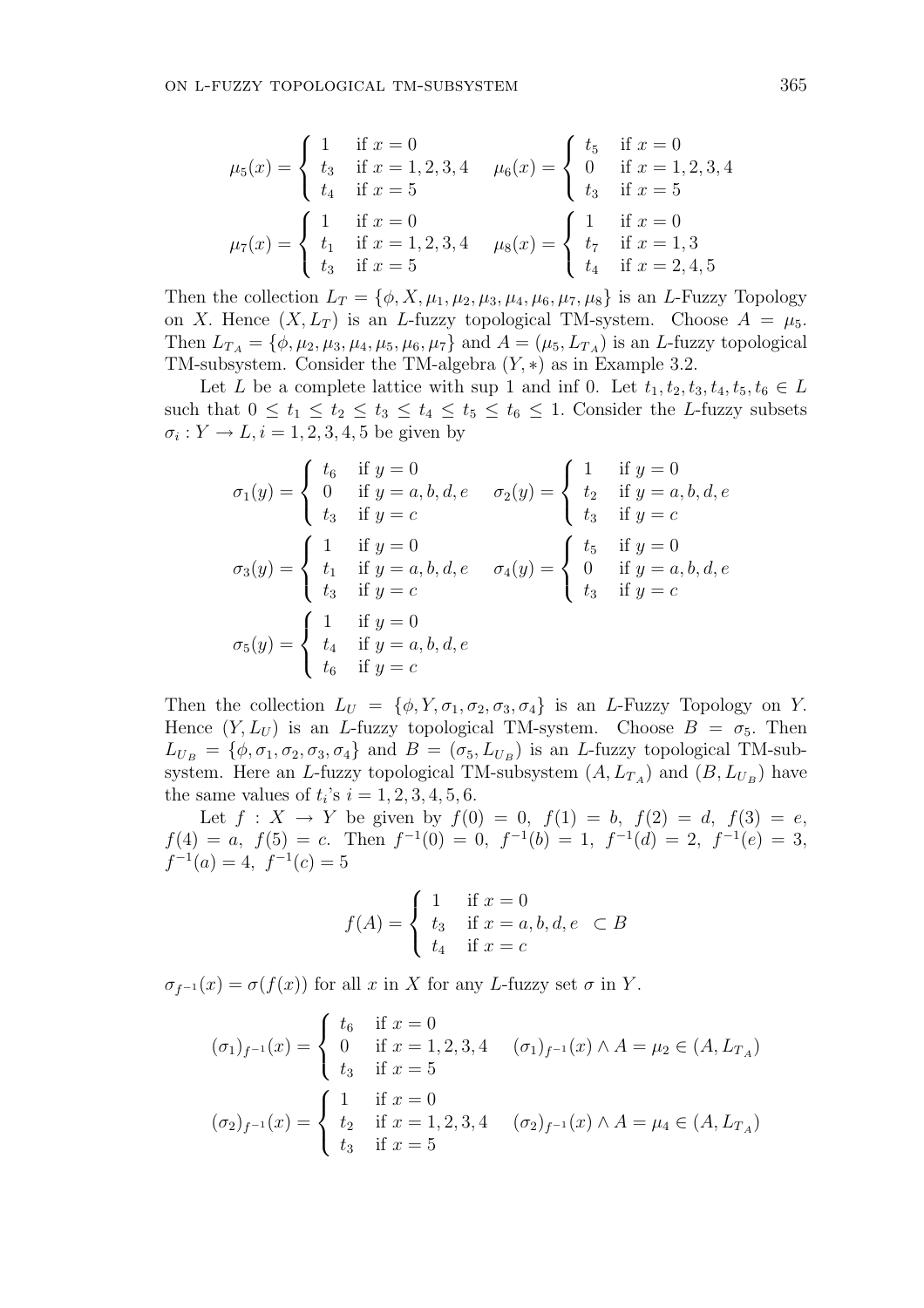$$\mu_5(x) = \begin{cases} 1 & \text{if } x = 0 \\ t_3 & \text{if } x = 1,2,3,4 \\ t_4 & \text{if } x = 5 \end{cases} \quad \mu_6(x) = \begin{cases} t_5 & \text{if } x = 0 \\ 0 & \text{if } x = 1,2,3,4 \\ t_3 & \text{if } x = 5 \end{cases}$$

$$\mu_7(x) = \begin{cases} 1 & \text{if } x = 0 \\ t_1 & \text{if } x = 1,2,3,4 \\ t_3 & \text{if } x = 5 \end{cases} \quad \mu_8(x) = \begin{cases} 1 & \text{if } x = 0 \\ t_7 & \text{if } x = 1,3 \\ t_4 & \text{if } x = 2,4,5 \end{cases}$$

Then the collection $L_T = \{\phi, X, \mu_1, \mu_2, \mu_3, \mu_4, \mu_6, \mu_7, \mu_8\}$ is an $L$-Fuzzy Topology on $X$. Hence $(X, L_T)$ is an $L$-fuzzy topological TM-system. Choose $A = \mu_5$. Then $L_{T_A} = \{\phi, \mu_2, \mu_3, \mu_4, \mu_5, \mu_6, \mu_7\}$ and $A = (\mu_5, L_{T_A})$ is an $L$-fuzzy topological TM-subsystem. Consider the TM-algebra $(Y, *)$ as in Example 3.2.

Let $L$ be a complete lattice with sup 1 and inf 0. Let $t_1, t_2, t_3, t_4, t_5, t_6 \in L$ such that $0 \leq t_1 \leq t_2 \leq t_3 \leq t_4 \leq t_5 \leq t_6 \leq 1$. Consider the $L$-fuzzy subsets $\sigma_i : Y \to L, i = 1,2,3,4,5$ be given by

$$\sigma_1(y) = \begin{cases} t_6 & \text{if } y = 0 \\ 0 & \text{if } y = a,b,d,e \\ t_3 & \text{if } y = c \end{cases} \quad \sigma_2(y) = \begin{cases} 1 & \text{if } y = 0 \\ t_2 & \text{if } y = a,b,d,e \\ t_3 & \text{if } y = c \end{cases}$$

$$\sigma_3(y) = \begin{cases} 1 & \text{if } y = 0 \\ t_1 & \text{if } y = a,b,d,e \\ t_3 & \text{if } y = c \end{cases} \quad \sigma_4(y) = \begin{cases} t_5 & \text{if } y = 0 \\ 0 & \text{if } y = a,b,d,e \\ t_3 & \text{if } y = c \end{cases}$$

$$\sigma_5(y) = \begin{cases} 1 & \text{if } y = 0 \\ t_4 & \text{if } y = a,b,d,e \\ t_6 & \text{if } y = c \end{cases}$$

Then the collection $L_U = \{\phi, Y, \sigma_1, \sigma_2, \sigma_3, \sigma_4\}$ is an $L$-Fuzzy Topology on $Y$. Hence $(Y, L_U)$ is an $L$-fuzzy topological TM-system. Choose $B = \sigma_5$. Then $L_{U_B} = \{\phi, \sigma_1, \sigma_2, \sigma_3, \sigma_4\}$ and $B = (\sigma_5, L_{U_B})$ is an $L$-fuzzy topological TM-subsystem. Here an $L$-fuzzy topological TM-subsystem $(A, L_{T_A})$ and $(B, L_{U_B})$ have the same values of $t_i$'s $i = 1,2,3,4,5,6$.

Let $f : X \to Y$ be given by $f(0) = 0,\ f(1) = b,\ f(2) = d,\ f(3) = e,\ f(4) = a,\ f(5) = c$. Then $f^{-1}(0) = 0,\ f^{-1}(b) = 1,\ f^{-1}(d) = 2,\ f^{-1}(e) = 3,\ f^{-1}(a) = 4,\ f^{-1}(c) = 5$

$$f(A) = \begin{cases} 1 & \text{if } x = 0 \\ t_3 & \text{if } x = a,b,d,e \\ t_4 & \text{if } x = c \end{cases} \subset B$$

$\sigma_{f^{-1}}(x) = \sigma(f(x))$ for all $x$ in $X$ for any $L$-fuzzy set $\sigma$ in $Y$.

$$(\sigma_1)_{f^{-1}}(x) = \begin{cases} t_6 & \text{if } x = 0 \\ 0 & \text{if } x = 1,2,3,4 \\ t_3 & \text{if } x = 5 \end{cases} \quad (\sigma_1)_{f^{-1}}(x) \wedge A = \mu_2 \in (A, L_{T_A})$$

$$(\sigma_2)_{f^{-1}}(x) = \begin{cases} 1 & \text{if } x = 0 \\ t_2 & \text{if } x = 1,2,3,4 \\ t_3 & \text{if } x = 5 \end{cases} \quad (\sigma_2)_{f^{-1}}(x) \wedge A = \mu_4 \in (A, L_{T_A})$$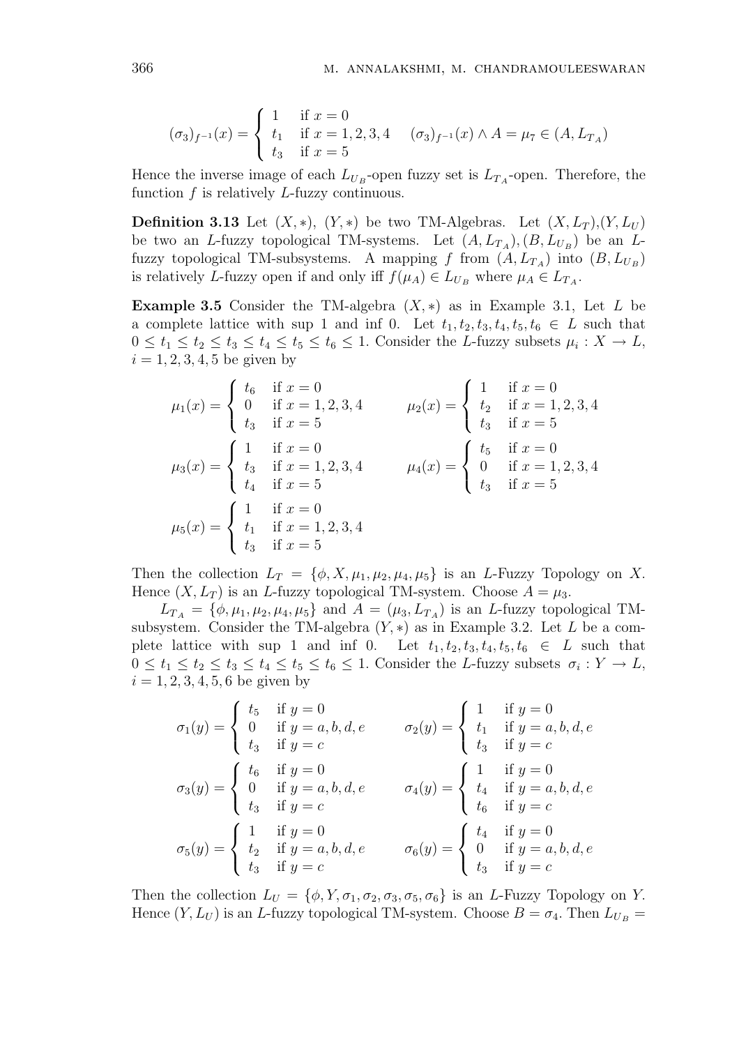$$(\sigma_3)_{f^{-1}}(x) = \begin{cases} 1 & \text{if } x = 0 \\ t_1 & \text{if } x = 1,2,3,4 \\ t_3 & \text{if } x = 5 \end{cases} \quad (\sigma_3)_{f^{-1}}(x) \wedge A = \mu_7 \in (A, L_{T_A})$$

Hence the inverse image of each $L_{U_B}$-open fuzzy set is $L_{T_A}$-open. Therefore, the function $f$ is relatively $L$-fuzzy continuous.

**Definition 3.13** Let $(X,*)$, $(Y,*)$ be two TM-Algebras. Let $(X, L_T)$,$(Y, L_U)$ be two an $L$-fuzzy topological TM-systems. Let $(A, L_{T_A}), (B, L_{U_B})$ be an $L$-fuzzy topological TM-subsystems. A mapping $f$ from $(A, L_{T_A})$ into $(B, L_{U_B})$ is relatively $L$-fuzzy open if and only iff $f(\mu_A) \in L_{U_B}$ where $\mu_A \in L_{T_A}$.

**Example 3.5** Consider the TM-algebra $(X,*)$ as in Example 3.1, Let $L$ be a complete lattice with sup 1 and inf 0. Let $t_1, t_2, t_3, t_4, t_5, t_6 \in L$ such that $0 \le t_1 \le t_2 \le t_3 \le t_4 \le t_5 \le t_6 \le 1$. Consider the $L$-fuzzy subsets $\mu_i : X \to L$, $i = 1,2,3,4,5$ be given by

$$\mu_1(x) = \begin{cases} t_6 & \text{if } x = 0 \\ 0 & \text{if } x = 1,2,3,4 \\ t_3 & \text{if } x = 5 \end{cases} \qquad \mu_2(x) = \begin{cases} 1 & \text{if } x = 0 \\ t_2 & \text{if } x = 1,2,3,4 \\ t_3 & \text{if } x = 5 \end{cases}$$

$$\mu_3(x) = \begin{cases} 1 & \text{if } x = 0 \\ t_3 & \text{if } x = 1,2,3,4 \\ t_4 & \text{if } x = 5 \end{cases} \qquad \mu_4(x) = \begin{cases} t_5 & \text{if } x = 0 \\ 0 & \text{if } x = 1,2,3,4 \\ t_3 & \text{if } x = 5 \end{cases}$$

$$\mu_5(x) = \begin{cases} 1 & \text{if } x = 0 \\ t_1 & \text{if } x = 1,2,3,4 \\ t_3 & \text{if } x = 5 \end{cases}$$

Then the collection $L_T = \{\phi, X, \mu_1, \mu_2, \mu_4, \mu_5\}$ is an $L$-Fuzzy Topology on $X$. Hence $(X, L_T)$ is an $L$-fuzzy topological TM-system. Choose $A = \mu_3$.

$L_{T_A} = \{\phi, \mu_1, \mu_2, \mu_4, \mu_5\}$ and $A = (\mu_3, L_{T_A})$ is an $L$-fuzzy topological TM-subsystem. Consider the TM-algebra $(Y,*)$ as in Example 3.2. Let $L$ be a complete lattice with sup 1 and inf 0. Let $t_1, t_2, t_3, t_4, t_5, t_6 \in L$ such that $0 \le t_1 \le t_2 \le t_3 \le t_4 \le t_5 \le t_6 \le 1$. Consider the $L$-fuzzy subsets $\sigma_i : Y \to L$, $i = 1,2,3,4,5,6$ be given by

$$\sigma_1(y) = \begin{cases} t_5 & \text{if } y = 0 \\ 0 & \text{if } y = a,b,d,e \\ t_3 & \text{if } y = c \end{cases} \qquad \sigma_2(y) = \begin{cases} 1 & \text{if } y = 0 \\ t_1 & \text{if } y = a,b,d,e \\ t_3 & \text{if } y = c \end{cases}$$

$$\sigma_3(y) = \begin{cases} t_6 & \text{if } y = 0 \\ 0 & \text{if } y = a,b,d,e \\ t_3 & \text{if } y = c \end{cases} \qquad \sigma_4(y) = \begin{cases} 1 & \text{if } y = 0 \\ t_4 & \text{if } y = a,b,d,e \\ t_6 & \text{if } y = c \end{cases}$$

$$\sigma_5(y) = \begin{cases} 1 & \text{if } y = 0 \\ t_2 & \text{if } y = a,b,d,e \\ t_3 & \text{if } y = c \end{cases} \qquad \sigma_6(y) = \begin{cases} t_4 & \text{if } y = 0 \\ 0 & \text{if } y = a,b,d,e \\ t_3 & \text{if } y = c \end{cases}$$

Then the collection $L_U = \{\phi, Y, \sigma_1, \sigma_2, \sigma_3, \sigma_5, \sigma_6\}$ is an $L$-Fuzzy Topology on $Y$. Hence $(Y, L_U)$ is an $L$-fuzzy topological TM-system. Choose $B = \sigma_4$. Then $L_{U_B} =$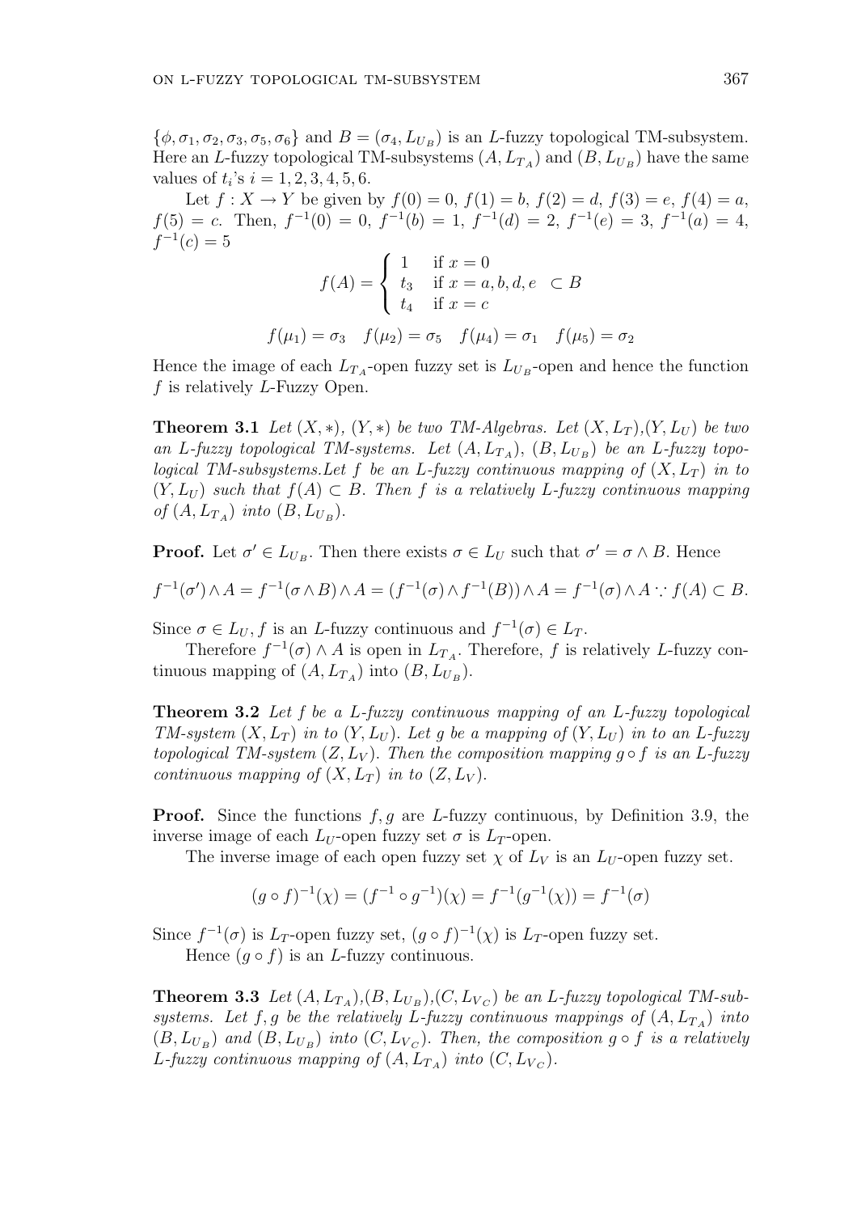$\{\phi, \sigma_1, \sigma_2, \sigma_3, \sigma_5, \sigma_6\}$ and $B = (\sigma_4, L_{U_B})$ is an $L$-fuzzy topological TM-subsystem. Here an $L$-fuzzy topological TM-subsystems $(A, L_{T_A})$ and $(B, L_{U_B})$ have the same values of $t_i$'s $i = 1, 2, 3, 4, 5, 6$.

Let $f : X \to Y$ be given by $f(0) = 0$, $f(1) = b$, $f(2) = d$, $f(3) = e$, $f(4) = a$, $f(5) = c$. Then, $f^{-1}(0) = 0$, $f^{-1}(b) = 1$, $f^{-1}(d) = 2$, $f^{-1}(e) = 3$, $f^{-1}(a) = 4$, $f^{-1}(c) = 5$

$$f(A) = \begin{cases} 1 & \text{if } x = 0 \\ t_3 & \text{if } x = a, b, d, e \\ t_4 & \text{if } x = c \end{cases} \subset B$$

$$f(\mu_1) = \sigma_3 \quad f(\mu_2) = \sigma_5 \quad f(\mu_4) = \sigma_1 \quad f(\mu_5) = \sigma_2$$

Hence the image of each $L_{T_A}$-open fuzzy set is $L_{U_B}$-open and hence the function $f$ is relatively $L$-Fuzzy Open.

**Theorem 3.1** *Let $(X, *)$, $(Y, *)$ be two TM-Algebras. Let $(X, L_T)$,$(Y, L_U)$ be two an L-fuzzy topological TM-systems. Let $(A, L_{T_A})$, $(B, L_{U_B})$ be an L-fuzzy topological TM-subsystems.Let $f$ be an L-fuzzy continuous mapping of $(X, L_T)$ in to $(Y, L_U)$ such that $f(A) \subset B$. Then $f$ is a relatively L-fuzzy continuous mapping of $(A, L_{T_A})$ into $(B, L_{U_B})$.*

**Proof.** Let $\sigma' \in L_{U_B}$. Then there exists $\sigma \in L_U$ such that $\sigma' = \sigma \wedge B$. Hence

$$f^{-1}(\sigma') \wedge A = f^{-1}(\sigma \wedge B) \wedge A = (f^{-1}(\sigma) \wedge f^{-1}(B)) \wedge A = f^{-1}(\sigma) \wedge A \because f(A) \subset B.$$

Since $\sigma \in L_U$, $f$ is an $L$-fuzzy continuous and $f^{-1}(\sigma) \in L_T$.

Therefore $f^{-1}(\sigma) \wedge A$ is open in $L_{T_A}$. Therefore, $f$ is relatively $L$-fuzzy continuous mapping of $(A, L_{T_A})$ into $(B, L_{U_B})$.

**Theorem 3.2** *Let $f$ be a L-fuzzy continuous mapping of an L-fuzzy topological TM-system $(X, L_T)$ in to $(Y, L_U)$. Let $g$ be a mapping of $(Y, L_U)$ in to an L-fuzzy topological TM-system $(Z, L_V)$. Then the composition mapping $g \circ f$ is an L-fuzzy continuous mapping of $(X, L_T)$ in to $(Z, L_V)$.*

**Proof.** Since the functions $f, g$ are $L$-fuzzy continuous, by Definition 3.9, the inverse image of each $L_U$-open fuzzy set $\sigma$ is $L_T$-open.

The inverse image of each open fuzzy set $\chi$ of $L_V$ is an $L_U$-open fuzzy set.

$$(g \circ f)^{-1}(\chi) = (f^{-1} \circ g^{-1})(\chi) = f^{-1}(g^{-1}(\chi)) = f^{-1}(\sigma)$$

Since $f^{-1}(\sigma)$ is $L_T$-open fuzzy set, $(g \circ f)^{-1}(\chi)$ is $L_T$-open fuzzy set.

Hence $(g \circ f)$ is an $L$-fuzzy continuous.

**Theorem 3.3** *Let $(A, L_{T_A})$,$(B, L_{U_B})$,$(C, L_{V_C})$ be an L-fuzzy topological TM-subsystems. Let $f, g$ be the relatively L-fuzzy continuous mappings of $(A, L_{T_A})$ into $(B, L_{U_B})$ and $(B, L_{U_B})$ into $(C, L_{V_C})$. Then, the composition $g \circ f$ is a relatively L-fuzzy continuous mapping of $(A, L_{T_A})$ into $(C, L_{V_C})$.*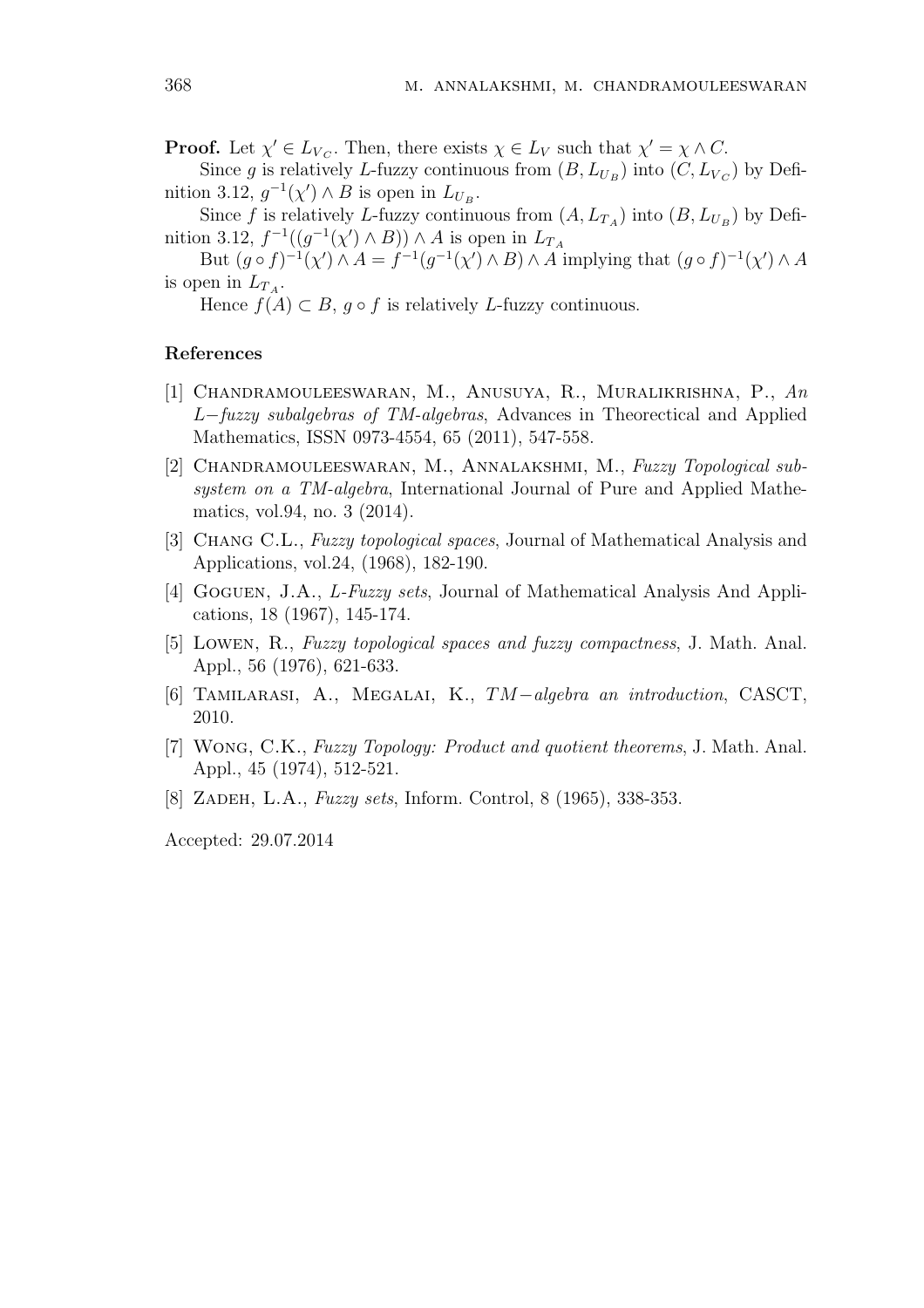**Proof.** Let $\chi' \in L_{V_C}$. Then, there exists $\chi \in L_V$ such that $\chi' = \chi \wedge C$.

Since $g$ is relatively $L$-fuzzy continuous from $(B, L_{U_B})$ into $(C, L_{V_C})$ by Definition 3.12, $g^{-1}(\chi') \wedge B$ is open in $L_{U_B}$.

Since $f$ is relatively $L$-fuzzy continuous from $(A, L_{T_A})$ into $(B, L_{U_B})$ by Definition 3.12, $f^{-1}((g^{-1}(\chi') \wedge B)) \wedge A$ is open in $L_{T_A}$

But $(g \circ f)^{-1}(\chi') \wedge A = f^{-1}(g^{-1}(\chi') \wedge B) \wedge A$ implying that $(g \circ f)^{-1}(\chi') \wedge A$ is open in $L_{T_A}$.

Hence $f(A) \subset B$, $g \circ f$ is relatively $L$-fuzzy continuous.

## References

[1] Chandramouleeswaran, M., Anusuya, R., Muralikrishna, P., *An $L-$fuzzy subalgebras of TM-algebras*, Advances in Theorectical and Applied Mathematics, ISSN 0973-4554, 65 (2011), 547-558.

[2] Chandramouleeswaran, M., Annalakshmi, M., *Fuzzy Topological subsystem on a TM-algebra*, International Journal of Pure and Applied Mathematics, vol.94, no. 3 (2014).

[3] Chang C.L., *Fuzzy topological spaces*, Journal of Mathematical Analysis and Applications, vol.24, (1968), 182-190.

[4] Goguen, J.A., *L-Fuzzy sets*, Journal of Mathematical Analysis And Applications, 18 (1967), 145-174.

[5] Lowen, R., *Fuzzy topological spaces and fuzzy compactness*, J. Math. Anal. Appl., 56 (1976), 621-633.

[6] Tamilarasi, A., Megalai, K., *$TM-$algebra an introduction*, CASCT, 2010.

[7] Wong, C.K., *Fuzzy Topology: Product and quotient theorems*, J. Math. Anal. Appl., 45 (1974), 512-521.

[8] Zadeh, L.A., *Fuzzy sets*, Inform. Control, 8 (1965), 338-353.

Accepted: 29.07.2014